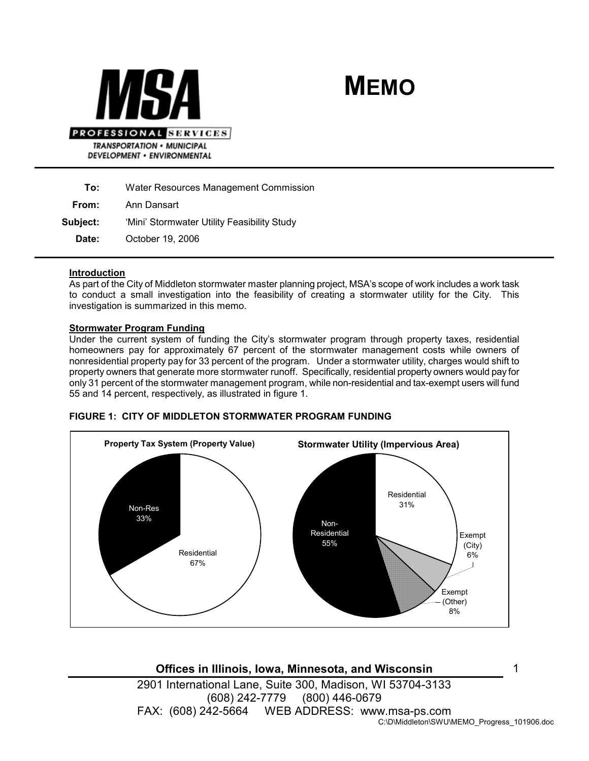# MEMO

**MSA PROFESSIONAL SERVICES**
TRANSPORTATION • MUNICIPAL DEVELOPMENT • ENVIRONMENTAL

| | |
|---|---|
| **To:** | Water Resources Management Commission |
| **From:** | Ann Dansart |
| **Subject:** | 'Mini' Stormwater Utility Feasibility Study |
| **Date:** | October 19, 2006 |

## Introduction

As part of the City of Middleton stormwater master planning project, MSA's scope of work includes a work task to conduct a small investigation into the feasibility of creating a stormwater utility for the City. This investigation is summarized in this memo.

## Stormwater Program Funding

Under the current system of funding the City's stormwater program through property taxes, residential homeowners pay for approximately 67 percent of the stormwater management costs while owners of nonresidential property pay for 33 percent of the program. Under a stormwater utility, charges would shift to property owners that generate more stormwater runoff. Specifically, residential property owners would pay for only 31 percent of the stormwater management program, while non-residential and tax-exempt users will fund 55 and 14 percent, respectively, as illustrated in figure 1.

**FIGURE 1: CITY OF MIDDLETON STORMWATER PROGRAM FUNDING**

**Property Tax System (Property Value)**

| Category | Share |
|---|---|
| Residential | 67% |
| Non-Res | 33% |

**Stormwater Utility (Impervious Area)**

| Category | Share |
|---|---|
| Residential | 31% |
| Exempt (City) | 6% |
| Exempt (Other) | 8% |
| Non-Residential | 55% |

**Offices in Illinois, Iowa, Minnesota, and Wisconsin**

2901 International Lane, Suite 300, Madison, WI 53704-3133
(608) 242-7779 (800) 446-0679
FAX: (608) 242-5664 WEB ADDRESS: www.msa-ps.com

C:\D\Middleton\SWU\MEMO_Progress_101906.doc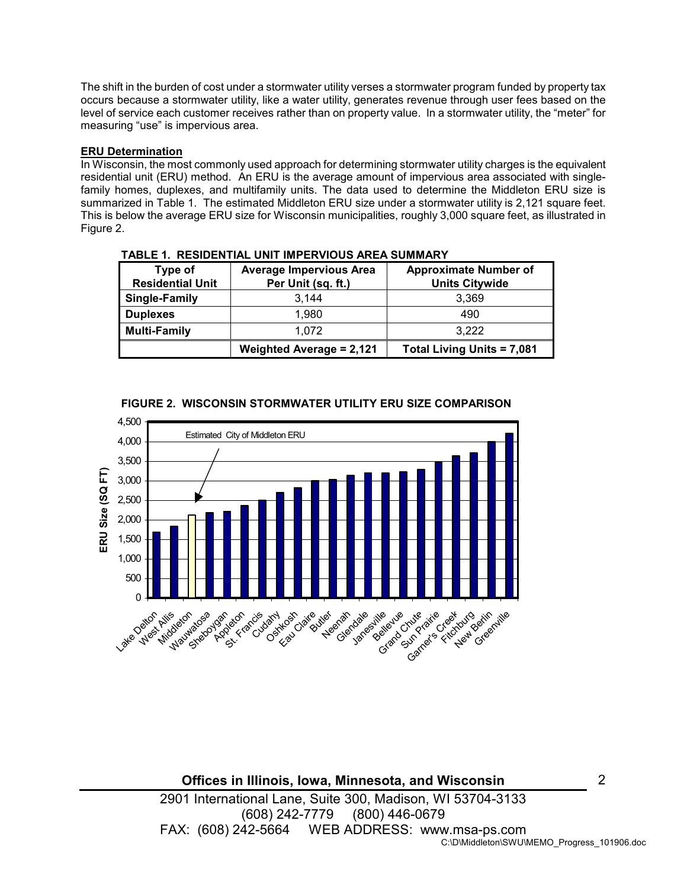The shift in the burden of cost under a stormwater utility verses a stormwater program funded by property tax occurs because a stormwater utility, like a water utility, generates revenue through user fees based on the level of service each customer receives rather than on property value. In a stormwater utility, the "meter" for measuring "use" is impervious area.

**ERU Determination**

In Wisconsin, the most commonly used approach for determining stormwater utility charges is the equivalent residential unit (ERU) method. An ERU is the average amount of impervious area associated with single-family homes, duplexes, and multifamily units. The data used to determine the Middleton ERU size is summarized in Table 1. The estimated Middleton ERU size under a stormwater utility is 2,121 square feet. This is below the average ERU size for Wisconsin municipalities, roughly 3,000 square feet, as illustrated in Figure 2.

**TABLE 1. RESIDENTIAL UNIT IMPERVIOUS AREA SUMMARY**

| Type of Residential Unit | Average Impervious Area Per Unit (sq. ft.) | Approximate Number of Units Citywide |
|---|---|---|
| **Single-Family** | 3,144 | 3,369 |
| **Duplexes** | 1,980 | 490 |
| **Multi-Family** | 1,072 | 3,222 |
| | **Weighted Average = 2,121** | **Total Living Units = 7,081** |

**FIGURE 2. WISCONSIN STORMWATER UTILITY ERU SIZE COMPARISON**

Estimated City of Middleton ERU

ERU Size (SQ FT)

Lake Delton, West Allis, Middleton, Wauwatosa, Sheboygan, Appleton, St. Francis, Cudahy, Oshkosh, Eau Claire, Butler, Neenah, Glendale, Janesville, Bellevue, Grand Chute, Sun Prairie, Garner's Creek, Fitchburg, New Berlin, Greenville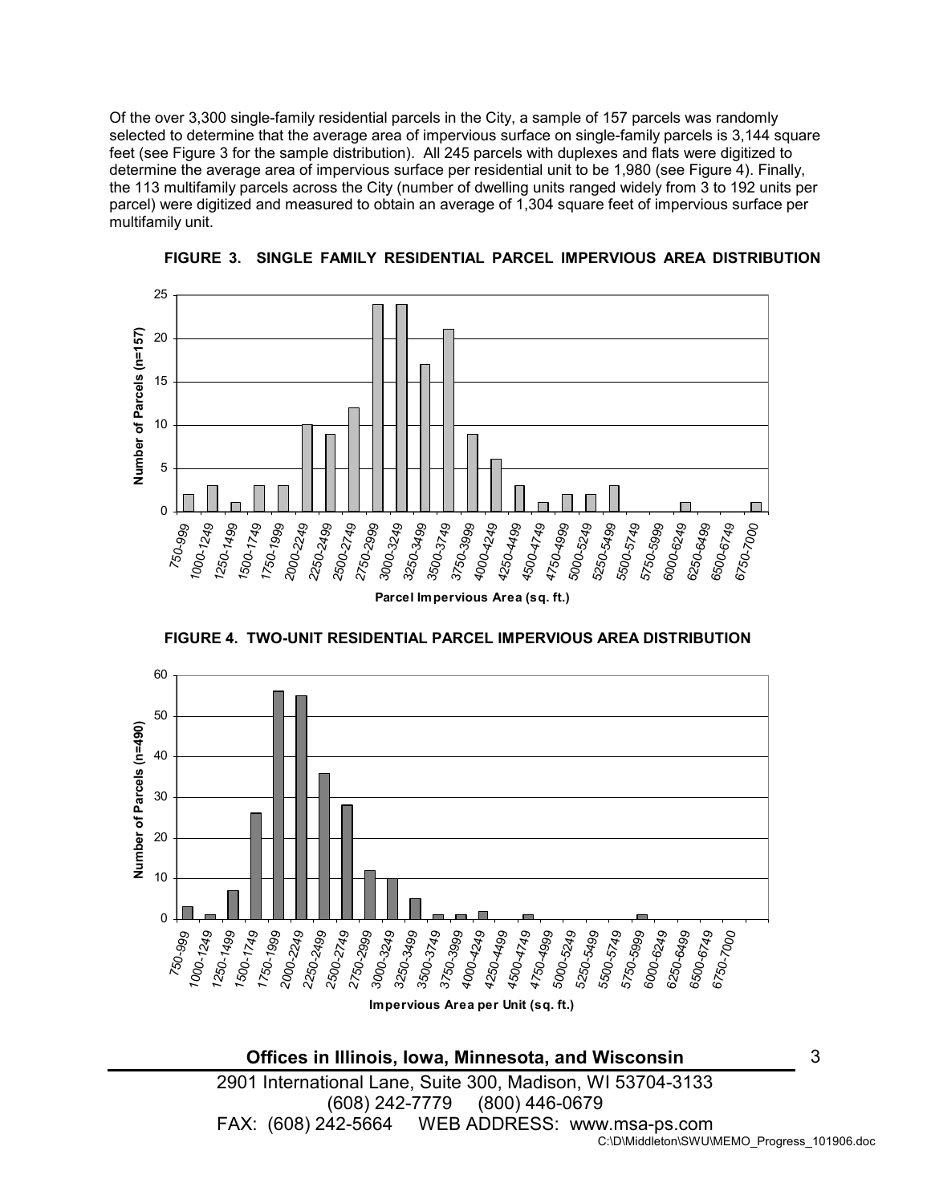Of the over 3,300 single-family residential parcels in the City, a sample of 157 parcels was randomly selected to determine that the average area of impervious surface on single-family parcels is 3,144 square feet (see Figure 3 for the sample distribution). All 245 parcels with duplexes and flats were digitized to determine the average area of impervious surface per residential unit to be 1,980 (see Figure 4). Finally, the 113 multifamily parcels across the City (number of dwelling units ranged widely from 3 to 192 units per parcel) were digitized and measured to obtain an average of 1,304 square feet of impervious surface per multifamily unit.

**FIGURE 3. SINGLE FAMILY RESIDENTIAL PARCEL IMPERVIOUS AREA DISTRIBUTION**

| Parcel Impervious Area (sq. ft.) | Number of Parcels (n=157) |
|---|---|
| 750-999 | 2 |
| 1000-1249 | 3 |
| 1250-1499 | 1 |
| 1500-1749 | 3 |
| 1750-1999 | 3 |
| 2000-2249 | 10 |
| 2250-2499 | 9 |
| 2500-2749 | 12 |
| 2750-2999 | 24 |
| 3000-3249 | 24 |
| 3250-3499 | 17 |
| 3500-3749 | 21 |
| 3750-3999 | 9 |
| 4000-4249 | 6 |
| 4250-4499 | 3 |
| 4500-4749 | 1 |
| 4750-4999 | 2 |
| 5000-5249 | 2 |
| 5250-5499 | 3 |
| 5500-5749 | 0 |
| 5750-5999 | 0 |
| 6000-6249 | 1 |
| 6250-6499 | 0 |
| 6500-6749 | 0 |
| 6750-7000 | 1 |

**FIGURE 4. TWO-UNIT RESIDENTIAL PARCEL IMPERVIOUS AREA DISTRIBUTION**

| Impervious Area per Unit (sq. ft.) | Number of Parcels (n=490) |
|---|---|
| 750-999 | 3 |
| 1000-1249 | 1 |
| 1250-1499 | 7 |
| 1500-1749 | 26 |
| 1750-1999 | 56 |
| 2000-2249 | 55 |
| 2250-2499 | 36 |
| 2500-2749 | 28 |
| 2750-2999 | 12 |
| 3000-3249 | 10 |
| 3250-3499 | 5 |
| 3500-3749 | 1 |
| 3750-3999 | 1 |
| 4000-4249 | 2 |
| 4250-4499 | 0 |
| 4500-4749 | 1 |
| 4750-4999 | 0 |
| 5000-5249 | 0 |
| 5250-5499 | 0 |
| 5500-5749 | 0 |
| 5750-5999 | 1 |
| 6000-6249 | 0 |
| 6250-6499 | 0 |
| 6500-6749 | 0 |
| 6750-7000 | 0 |

**Offices in Illinois, Iowa, Minnesota, and Wisconsin**

2901 International Lane, Suite 300, Madison, WI 53704-3133
(608) 242-7779 (800) 446-0679
FAX: (608) 242-5664 WEB ADDRESS: www.msa-ps.com
C:\D\Middleton\SWU\MEMO_Progress_101906.doc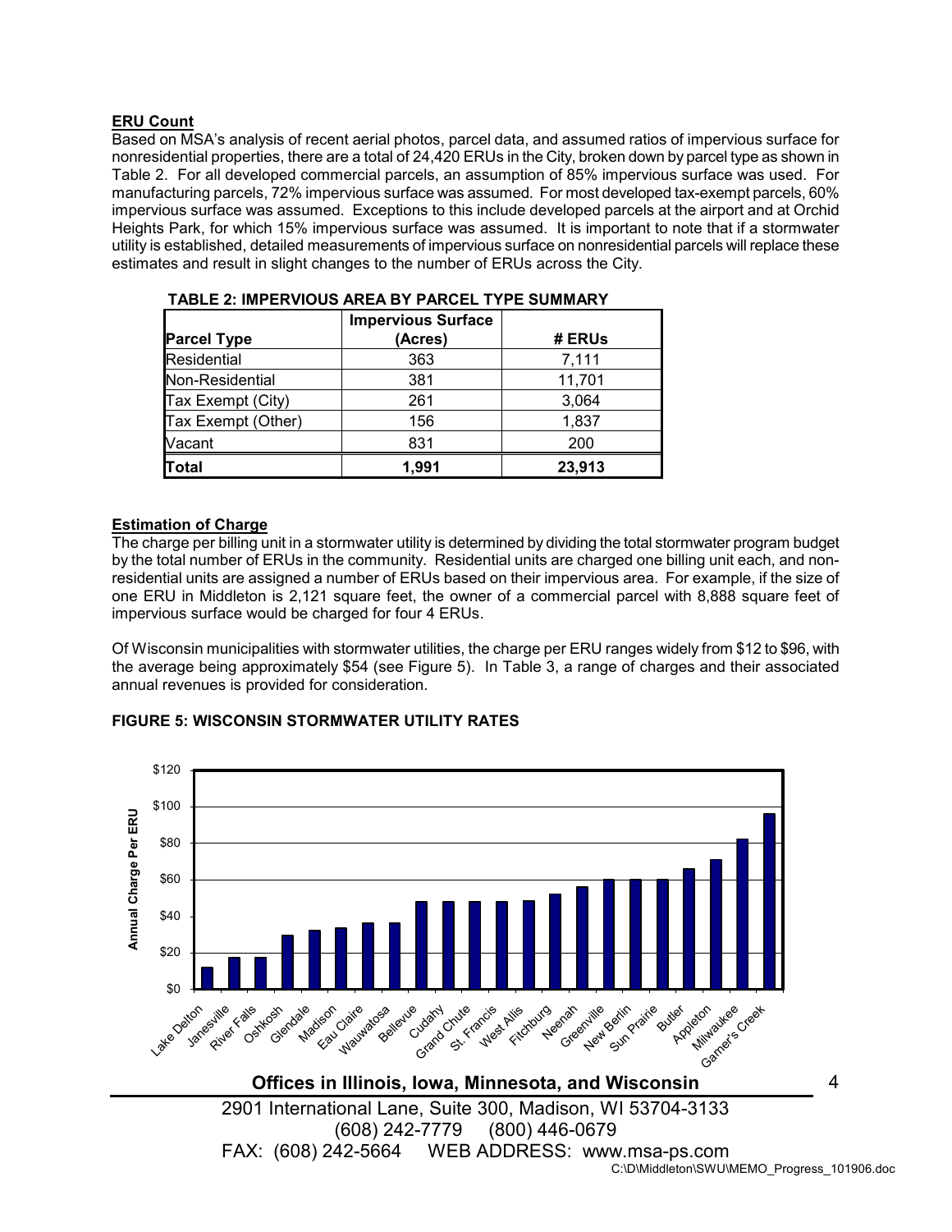**ERU Count**

Based on MSA's analysis of recent aerial photos, parcel data, and assumed ratios of impervious surface for nonresidential properties, there are a total of 24,420 ERUs in the City, broken down by parcel type as shown in Table 2. For all developed commercial parcels, an assumption of 85% impervious surface was used. For manufacturing parcels, 72% impervious surface was assumed. For most developed tax-exempt parcels, 60% impervious surface was assumed. Exceptions to this include developed parcels at the airport and at Orchid Heights Park, for which 15% impervious surface was assumed. It is important to note that if a stormwater utility is established, detailed measurements of impervious surface on nonresidential parcels will replace these estimates and result in slight changes to the number of ERUs across the City.

**TABLE 2: IMPERVIOUS AREA BY PARCEL TYPE SUMMARY**

| Parcel Type | Impervious Surface (Acres) | # ERUs |
|---|---|---|
| Residential | 363 | 7,111 |
| Non-Residential | 381 | 11,701 |
| Tax Exempt (City) | 261 | 3,064 |
| Tax Exempt (Other) | 156 | 1,837 |
| Vacant | 831 | 200 |
| **Total** | **1,991** | **23,913** |

**Estimation of Charge**

The charge per billing unit in a stormwater utility is determined by dividing the total stormwater program budget by the total number of ERUs in the community. Residential units are charged one billing unit each, and non-residential units are assigned a number of ERUs based on their impervious area. For example, if the size of one ERU in Middleton is 2,121 square feet, the owner of a commercial parcel with 8,888 square feet of impervious surface would be charged for four 4 ERUs.

Of Wisconsin municipalities with stormwater utilities, the charge per ERU ranges widely from $12 to $96, with the average being approximately $54 (see Figure 5). In Table 3, a range of charges and their associated annual revenues is provided for consideration.

**FIGURE 5: WISCONSIN STORMWATER UTILITY RATES**

| Municipality | Annual Charge Per ERU (approx.) |
|---|---|
| Lake Delton | $12 |
| Janesville | $17 |
| River Falls | $17 |
| Oshkosh | $30 |
| Glendale | $32 |
| Madison | $34 |
| Eau Claire | $36 |
| Wauwatosa | $36 |
| Bellevue | $48 |
| Cudahy | $48 |
| Grand Chute | $48 |
| St. Francis | $48 |
| West Allis | $48 |
| Fitchburg | $52 |
| Neenah | $56 |
| Greenville | $60 |
| New Berlin | $60 |
| Sun Prairie | $60 |
| Butler | $66 |
| Appleton | $71 |
| Milwaukee | $82 |
| Garner's Creek | $96 |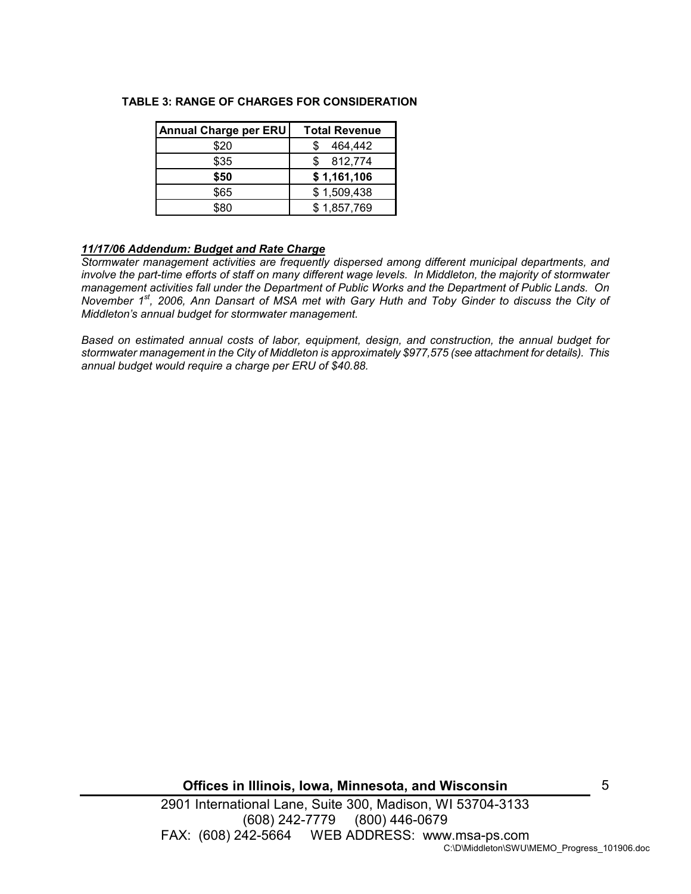**TABLE 3: RANGE OF CHARGES FOR CONSIDERATION**

| Annual Charge per ERU | Total Revenue |
|---|---|
| $20 | $ 464,442 |
| $35 | $ 812,774 |
| **$50** | **$ 1,161,106** |
| $65 | $ 1,509,438 |
| $80 | $ 1,857,769 |

***11/17/06 Addendum: Budget and Rate Charge***

*Stormwater management activities are frequently dispersed among different municipal departments, and involve the part-time efforts of staff on many different wage levels. In Middleton, the majority of stormwater management activities fall under the Department of Public Works and the Department of Public Lands. On November 1st, 2006, Ann Dansart of MSA met with Gary Huth and Toby Ginder to discuss the City of Middleton's annual budget for stormwater management.*

*Based on estimated annual costs of labor, equipment, design, and construction, the annual budget for stormwater management in the City of Middleton is approximately $977,575 (see attachment for details). This annual budget would require a charge per ERU of $40.88.*